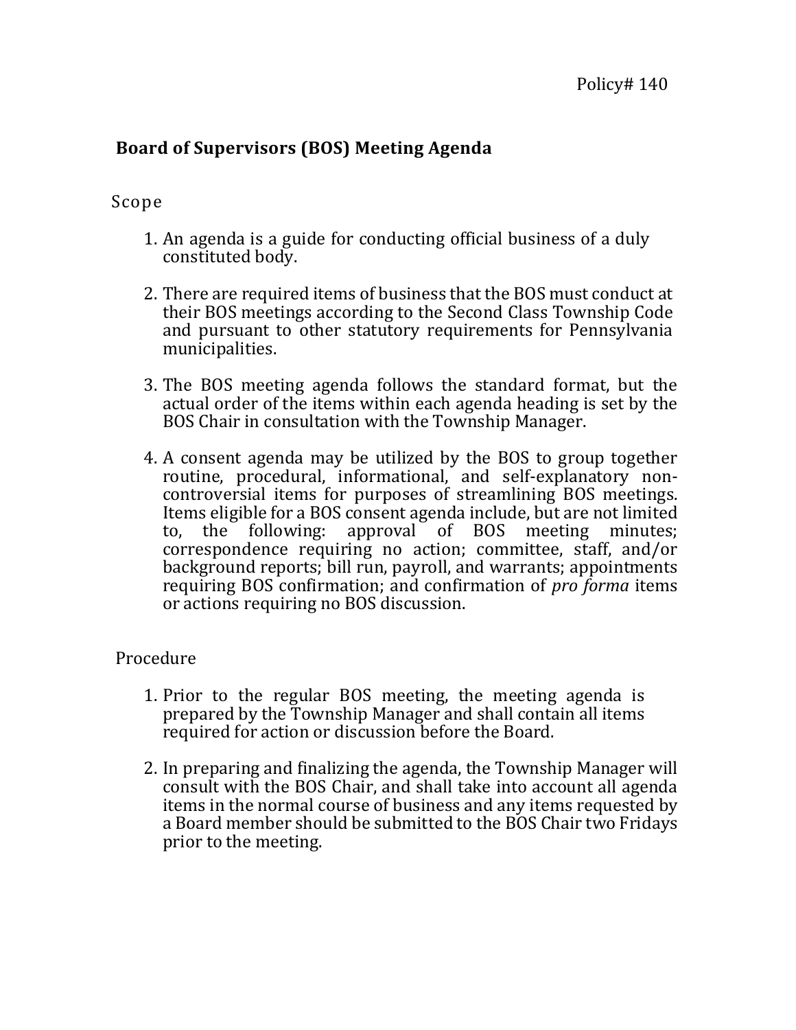Policy# 140

## Board of Supervisors (BOS) Meeting Agenda

### Scope

1. An agenda is a guide for conducting official business of a duly constituted body.

2. There are required items of business that the BOS must conduct at their BOS meetings according to the Second Class Township Code and pursuant to other statutory requirements for Pennsylvania municipalities.

3. The BOS meeting agenda follows the standard format, but the actual order of the items within each agenda heading is set by the BOS Chair in consultation with the Township Manager.

4. A consent agenda may be utilized by the BOS to group together routine, procedural, informational, and self-explanatory non-controversial items for purposes of streamlining BOS meetings. Items eligible for a BOS consent agenda include, but are not limited to, the following: approval of BOS meeting minutes; correspondence requiring no action; committee, staff, and/or background reports; bill run, payroll, and warrants; appointments requiring BOS confirmation; and confirmation of *pro forma* items or actions requiring no BOS discussion.

### Procedure

1. Prior to the regular BOS meeting, the meeting agenda is prepared by the Township Manager and shall contain all items required for action or discussion before the Board.

2. In preparing and finalizing the agenda, the Township Manager will consult with the BOS Chair, and shall take into account all agenda items in the normal course of business and any items requested by a Board member should be submitted to the BOS Chair two Fridays prior to the meeting.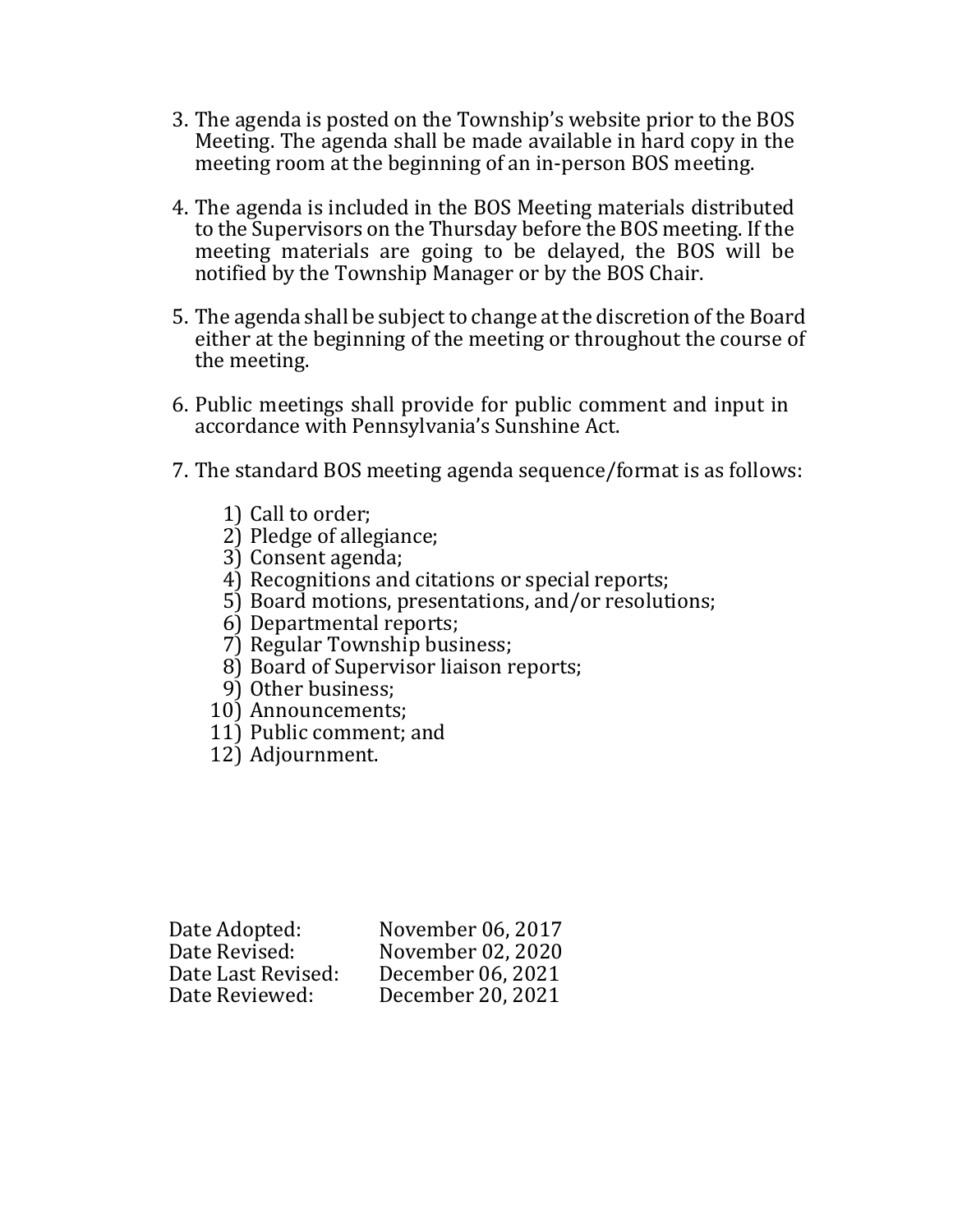3. The agenda is posted on the Township's website prior to the BOS Meeting. The agenda shall be made available in hard copy in the meeting room at the beginning of an in-person BOS meeting.

4. The agenda is included in the BOS Meeting materials distributed to the Supervisors on the Thursday before the BOS meeting. If the meeting materials are going to be delayed, the BOS will be notified by the Township Manager or by the BOS Chair.

5. The agenda shall be subject to change at the discretion of the Board either at the beginning of the meeting or throughout the course of the meeting.

6. Public meetings shall provide for public comment and input in accordance with Pennsylvania's Sunshine Act.

7. The standard BOS meeting agenda sequence/format is as follows:

    1) Call to order;
    2) Pledge of allegiance;
    3) Consent agenda;
    4) Recognitions and citations or special reports;
    5) Board motions, presentations, and/or resolutions;
    6) Departmental reports;
    7) Regular Township business;
    8) Board of Supervisor liaison reports;
    9) Other business;
    10) Announcements;
    11) Public comment; and
    12) Adjournment.

| | |
|---|---|
| Date Adopted: | November 06, 2017 |
| Date Revised: | November 02, 2020 |
| Date Last Revised: | December 06, 2021 |
| Date Reviewed: | December 20, 2021 |